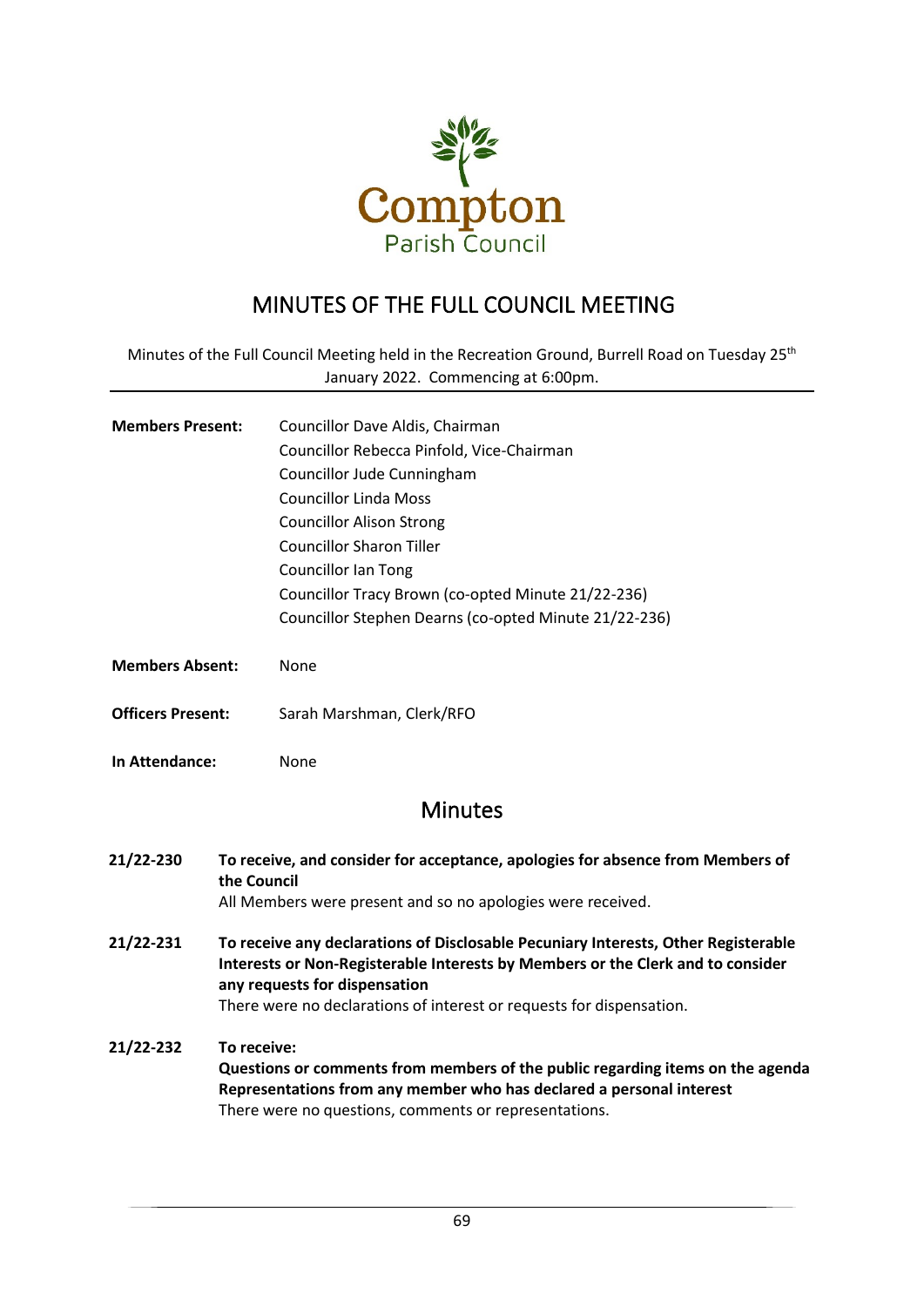Compton
Parish Council

# MINUTES OF THE FULL COUNCIL MEETING

Minutes of the Full Council Meeting held in the Recreation Ground, Burrell Road on Tuesday 25th January 2022. Commencing at 6:00pm.

---

**Members Present:** Councillor Dave Aldis, Chairman
Councillor Rebecca Pinfold, Vice-Chairman
Councillor Jude Cunningham
Councillor Linda Moss
Councillor Alison Strong
Councillor Sharon Tiller
Councillor Ian Tong
Councillor Tracy Brown (co-opted Minute 21/22-236)
Councillor Stephen Dearns (co-opted Minute 21/22-236)

**Members Absent:** None

**Officers Present:** Sarah Marshman, Clerk/RFO

**In Attendance:** None

## Minutes

**21/22-230** **To receive, and consider for acceptance, apologies for absence from Members of the Council**
All Members were present and so no apologies were received.

**21/22-231** **To receive any declarations of Disclosable Pecuniary Interests, Other Registerable Interests or Non-Registerable Interests by Members or the Clerk and to consider any requests for dispensation**
There were no declarations of interest or requests for dispensation.

**21/22-232** **To receive:**
**Questions or comments from members of the public regarding items on the agenda**
**Representations from any member who has declared a personal interest**
There were no questions, comments or representations.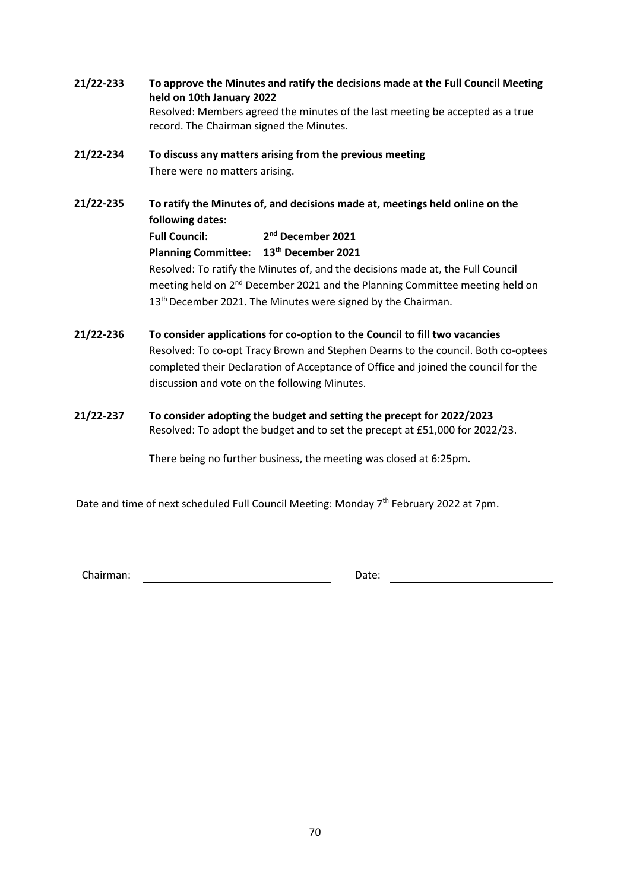**21/22-233** **To approve the Minutes and ratify the decisions made at the Full Council Meeting held on 10th January 2022**

Resolved: Members agreed the minutes of the last meeting be accepted as a true record. The Chairman signed the Minutes.

**21/22-234** **To discuss any matters arising from the previous meeting**

There were no matters arising.

**21/22-235** **To ratify the Minutes of, and decisions made at, meetings held online on the following dates:**

**Full Council:** **2nd December 2021**

**Planning Committee:** **13th December 2021**

Resolved: To ratify the Minutes of, and the decisions made at, the Full Council meeting held on 2nd December 2021 and the Planning Committee meeting held on 13th December 2021. The Minutes were signed by the Chairman.

**21/22-236** **To consider applications for co-option to the Council to fill two vacancies**

Resolved: To co-opt Tracy Brown and Stephen Dearns to the council. Both co-optees completed their Declaration of Acceptance of Office and joined the council for the discussion and vote on the following Minutes.

**21/22-237** **To consider adopting the budget and setting the precept for 2022/2023**

Resolved: To adopt the budget and to set the precept at £51,000 for 2022/23.

There being no further business, the meeting was closed at 6:25pm.

Date and time of next scheduled Full Council Meeting: Monday 7th February 2022 at 7pm.

Chairman: ______________________ Date: ______________________